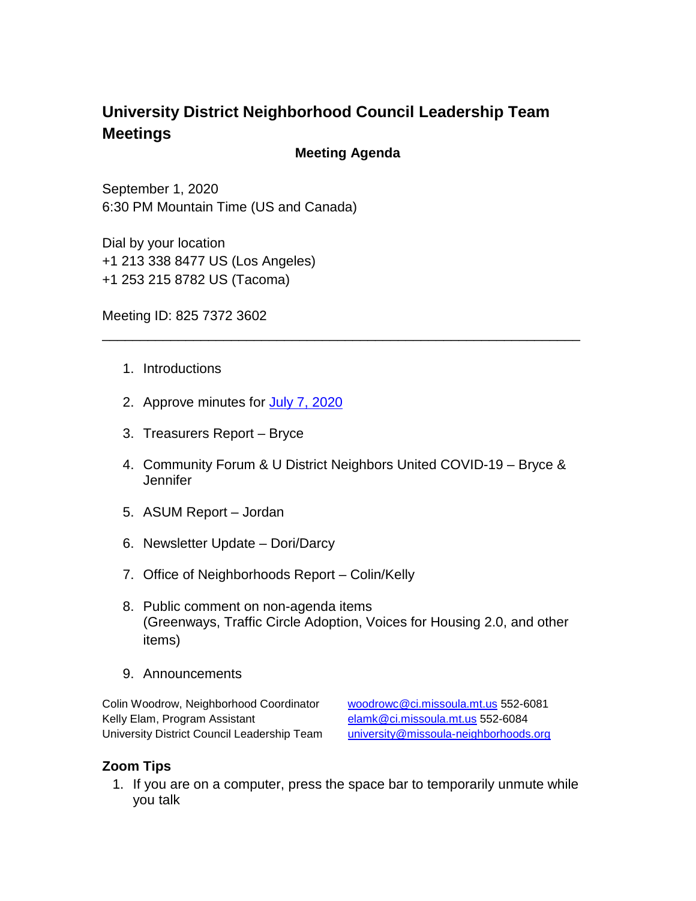# University District Neighborhood Council Leadership Team Meetings

**Meeting Agenda**

September 1, 2020
6:30 PM Mountain Time (US and Canada)

Dial by your location
+1 213 338 8477 US (Los Angeles)
+1 253 215 8782 US (Tacoma)

Meeting ID: 825 7372 3602

---

1. Introductions
2. Approve minutes for [July 7, 2020]
3. Treasurers Report – Bryce
4. Community Forum & U District Neighbors United COVID-19 – Bryce & Jennifer
5. ASUM Report – Jordan
6. Newsletter Update – Dori/Darcy
7. Office of Neighborhoods Report – Colin/Kelly
8. Public comment on non-agenda items
   (Greenways, Traffic Circle Adoption, Voices for Housing 2.0, and other items)
9. Announcements

| | |
|---|---|
| Colin Woodrow, Neighborhood Coordinator | woodrowc@ci.missoula.mt.us 552-6081 |
| Kelly Elam, Program Assistant | elamk@ci.missoula.mt.us 552-6084 |
| University District Council Leadership Team | university@missoula-neighborhoods.org |

### Zoom Tips

1. If you are on a computer, press the space bar to temporarily unmute while you talk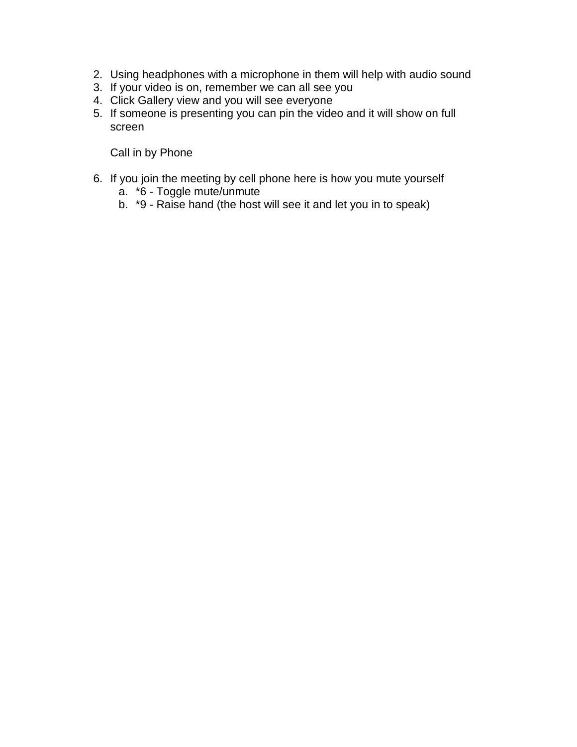2. Using headphones with a microphone in them will help with audio sound
3. If your video is on, remember we can all see you
4. Click Gallery view and you will see everyone
5. If someone is presenting you can pin the video and it will show on full screen

   Call in by Phone

6. If you join the meeting by cell phone here is how you mute yourself
   a. *6 - Toggle mute/unmute
   b. *9 - Raise hand (the host will see it and let you in to speak)